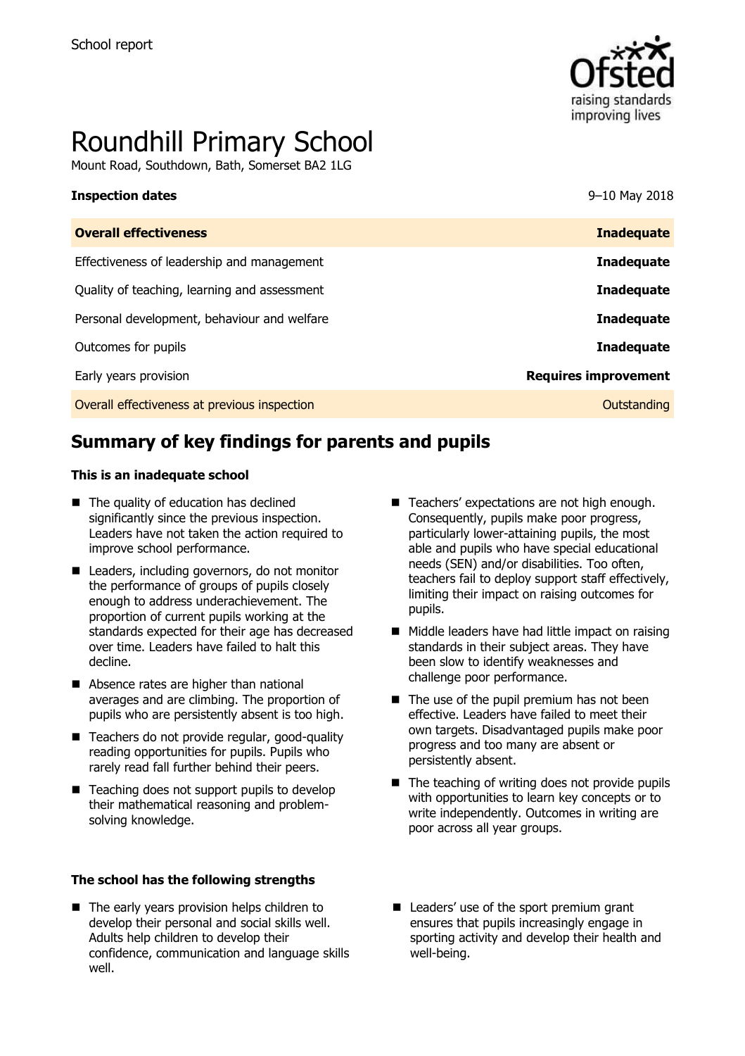School report

# Roundhill Primary School

Mount Road, Southdown, Bath, Somerset BA2 1LG

| **Inspection dates** | 9–10 May 2018 |
| --- | --- |
| **Overall effectiveness** | **Inadequate** |
| Effectiveness of leadership and management | **Inadequate** |
| Quality of teaching, learning and assessment | **Inadequate** |
| Personal development, behaviour and welfare | **Inadequate** |
| Outcomes for pupils | **Inadequate** |
| Early years provision | **Requires improvement** |
| Overall effectiveness at previous inspection | Outstanding |

## Summary of key findings for parents and pupils

**This is an inadequate school**

- The quality of education has declined significantly since the previous inspection. Leaders have not taken the action required to improve school performance.
- Leaders, including governors, do not monitor the performance of groups of pupils closely enough to address underachievement. The proportion of current pupils working at the standards expected for their age has decreased over time. Leaders have failed to halt this decline.
- Absence rates are higher than national averages and are climbing. The proportion of pupils who are persistently absent is too high.
- Teachers do not provide regular, good-quality reading opportunities for pupils. Pupils who rarely read fall further behind their peers.
- Teaching does not support pupils to develop their mathematical reasoning and problem-solving knowledge.
- Teachers' expectations are not high enough. Consequently, pupils make poor progress, particularly lower-attaining pupils, the most able and pupils who have special educational needs (SEN) and/or disabilities. Too often, teachers fail to deploy support staff effectively, limiting their impact on raising outcomes for pupils.
- Middle leaders have had little impact on raising standards in their subject areas. They have been slow to identify weaknesses and challenge poor performance.
- The use of the pupil premium has not been effective. Leaders have failed to meet their own targets. Disadvantaged pupils make poor progress and too many are absent or persistently absent.
- The teaching of writing does not provide pupils with opportunities to learn key concepts or to write independently. Outcomes in writing are poor across all year groups.

**The school has the following strengths**

- The early years provision helps children to develop their personal and social skills well. Adults help children to develop their confidence, communication and language skills well.
- Leaders' use of the sport premium grant ensures that pupils increasingly engage in sporting activity and develop their health and well-being.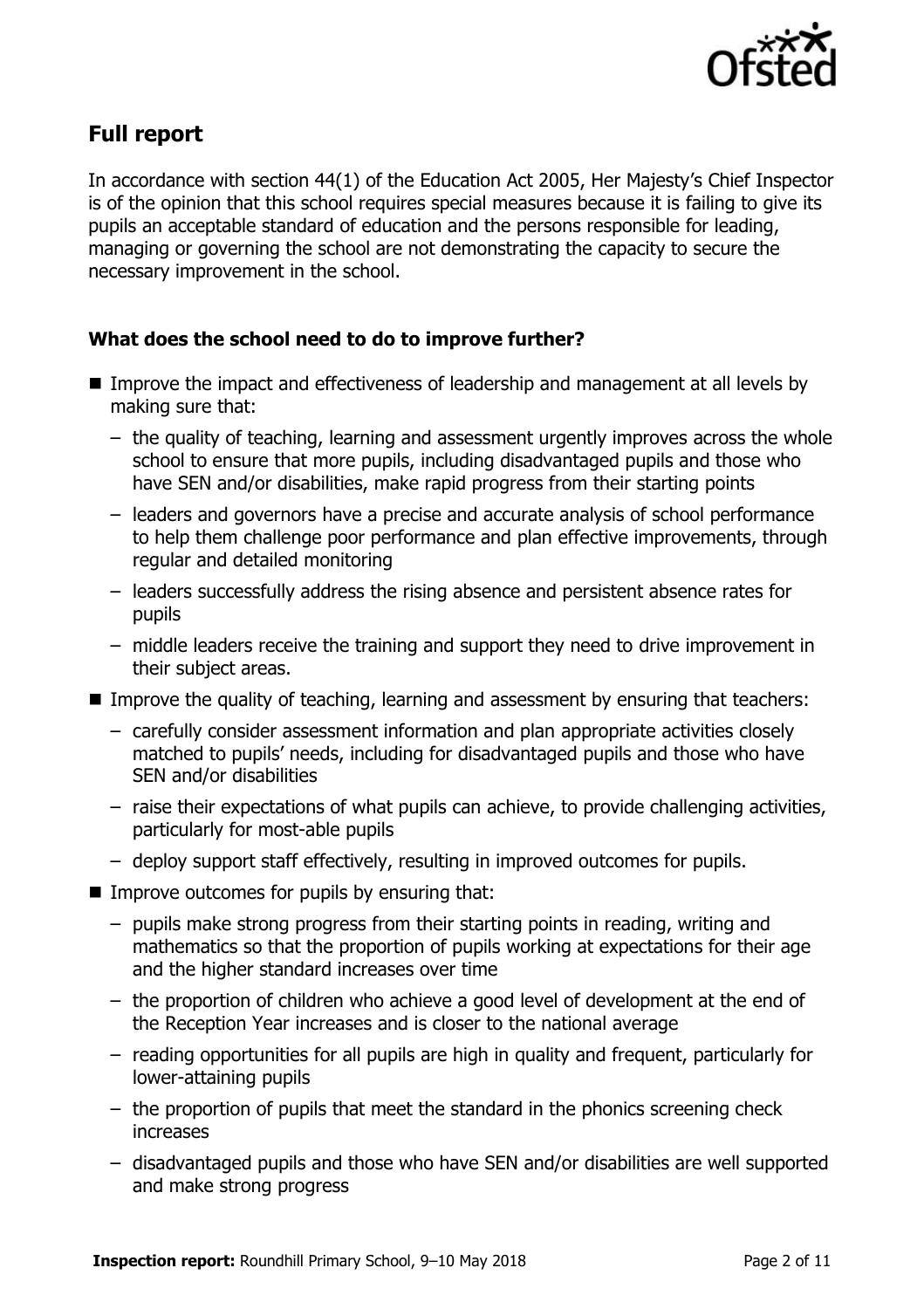## Full report

In accordance with section 44(1) of the Education Act 2005, Her Majesty's Chief Inspector is of the opinion that this school requires special measures because it is failing to give its pupils an acceptable standard of education and the persons responsible for leading, managing or governing the school are not demonstrating the capacity to secure the necessary improvement in the school.

### What does the school need to do to improve further?

- Improve the impact and effectiveness of leadership and management at all levels by making sure that:
  - the quality of teaching, learning and assessment urgently improves across the whole school to ensure that more pupils, including disadvantaged pupils and those who have SEN and/or disabilities, make rapid progress from their starting points
  - leaders and governors have a precise and accurate analysis of school performance to help them challenge poor performance and plan effective improvements, through regular and detailed monitoring
  - leaders successfully address the rising absence and persistent absence rates for pupils
  - middle leaders receive the training and support they need to drive improvement in their subject areas.
- Improve the quality of teaching, learning and assessment by ensuring that teachers:
  - carefully consider assessment information and plan appropriate activities closely matched to pupils' needs, including for disadvantaged pupils and those who have SEN and/or disabilities
  - raise their expectations of what pupils can achieve, to provide challenging activities, particularly for most-able pupils
  - deploy support staff effectively, resulting in improved outcomes for pupils.
- Improve outcomes for pupils by ensuring that:
  - pupils make strong progress from their starting points in reading, writing and mathematics so that the proportion of pupils working at expectations for their age and the higher standard increases over time
  - the proportion of children who achieve a good level of development at the end of the Reception Year increases and is closer to the national average
  - reading opportunities for all pupils are high in quality and frequent, particularly for lower-attaining pupils
  - the proportion of pupils that meet the standard in the phonics screening check increases
  - disadvantaged pupils and those who have SEN and/or disabilities are well supported and make strong progress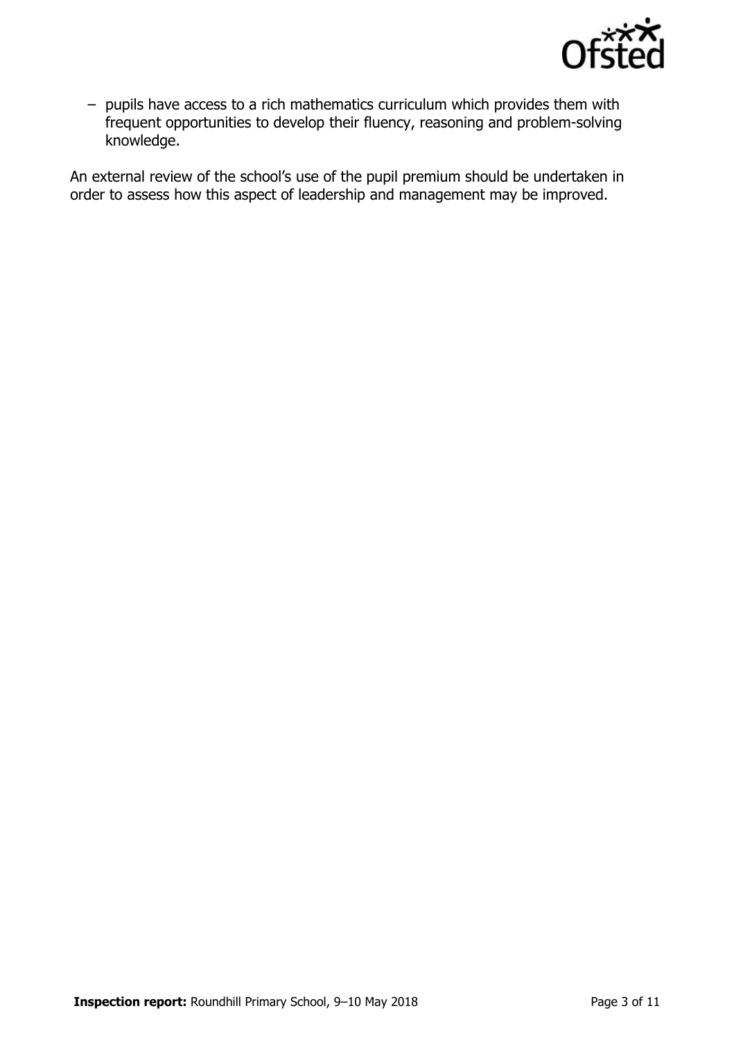– pupils have access to a rich mathematics curriculum which provides them with frequent opportunities to develop their fluency, reasoning and problem-solving knowledge.

An external review of the school's use of the pupil premium should be undertaken in order to assess how this aspect of leadership and management may be improved.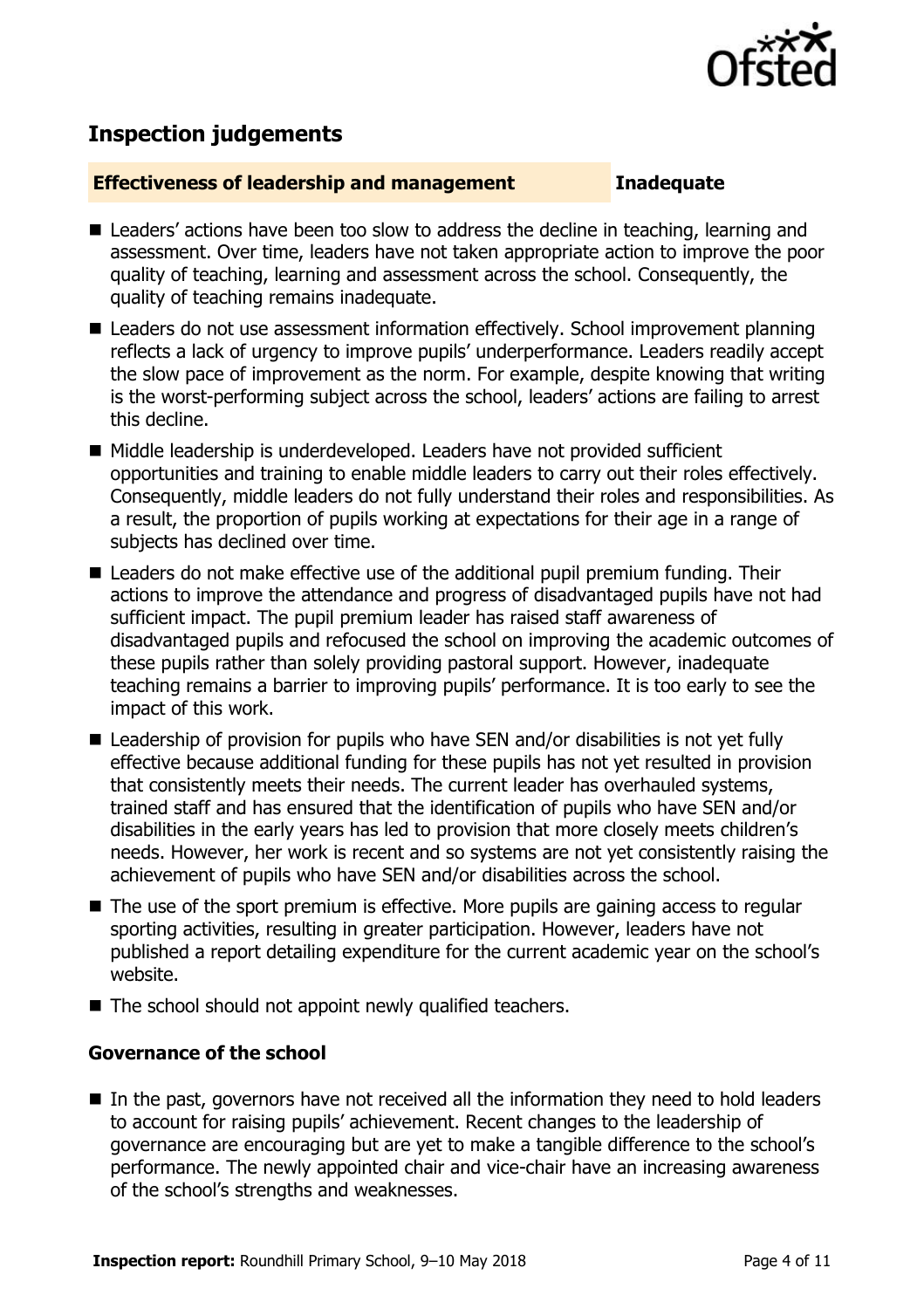## Inspection judgements

### Effectiveness of leadership and management — Inadequate

- Leaders' actions have been too slow to address the decline in teaching, learning and assessment. Over time, leaders have not taken appropriate action to improve the poor quality of teaching, learning and assessment across the school. Consequently, the quality of teaching remains inadequate.
- Leaders do not use assessment information effectively. School improvement planning reflects a lack of urgency to improve pupils' underperformance. Leaders readily accept the slow pace of improvement as the norm. For example, despite knowing that writing is the worst-performing subject across the school, leaders' actions are failing to arrest this decline.
- Middle leadership is underdeveloped. Leaders have not provided sufficient opportunities and training to enable middle leaders to carry out their roles effectively. Consequently, middle leaders do not fully understand their roles and responsibilities. As a result, the proportion of pupils working at expectations for their age in a range of subjects has declined over time.
- Leaders do not make effective use of the additional pupil premium funding. Their actions to improve the attendance and progress of disadvantaged pupils have not had sufficient impact. The pupil premium leader has raised staff awareness of disadvantaged pupils and refocused the school on improving the academic outcomes of these pupils rather than solely providing pastoral support. However, inadequate teaching remains a barrier to improving pupils' performance. It is too early to see the impact of this work.
- Leadership of provision for pupils who have SEN and/or disabilities is not yet fully effective because additional funding for these pupils has not yet resulted in provision that consistently meets their needs. The current leader has overhauled systems, trained staff and has ensured that the identification of pupils who have SEN and/or disabilities in the early years has led to provision that more closely meets children's needs. However, her work is recent and so systems are not yet consistently raising the achievement of pupils who have SEN and/or disabilities across the school.
- The use of the sport premium is effective. More pupils are gaining access to regular sporting activities, resulting in greater participation. However, leaders have not published a report detailing expenditure for the current academic year on the school's website.
- The school should not appoint newly qualified teachers.

### Governance of the school

- In the past, governors have not received all the information they need to hold leaders to account for raising pupils' achievement. Recent changes to the leadership of governance are encouraging but are yet to make a tangible difference to the school's performance. The newly appointed chair and vice-chair have an increasing awareness of the school's strengths and weaknesses.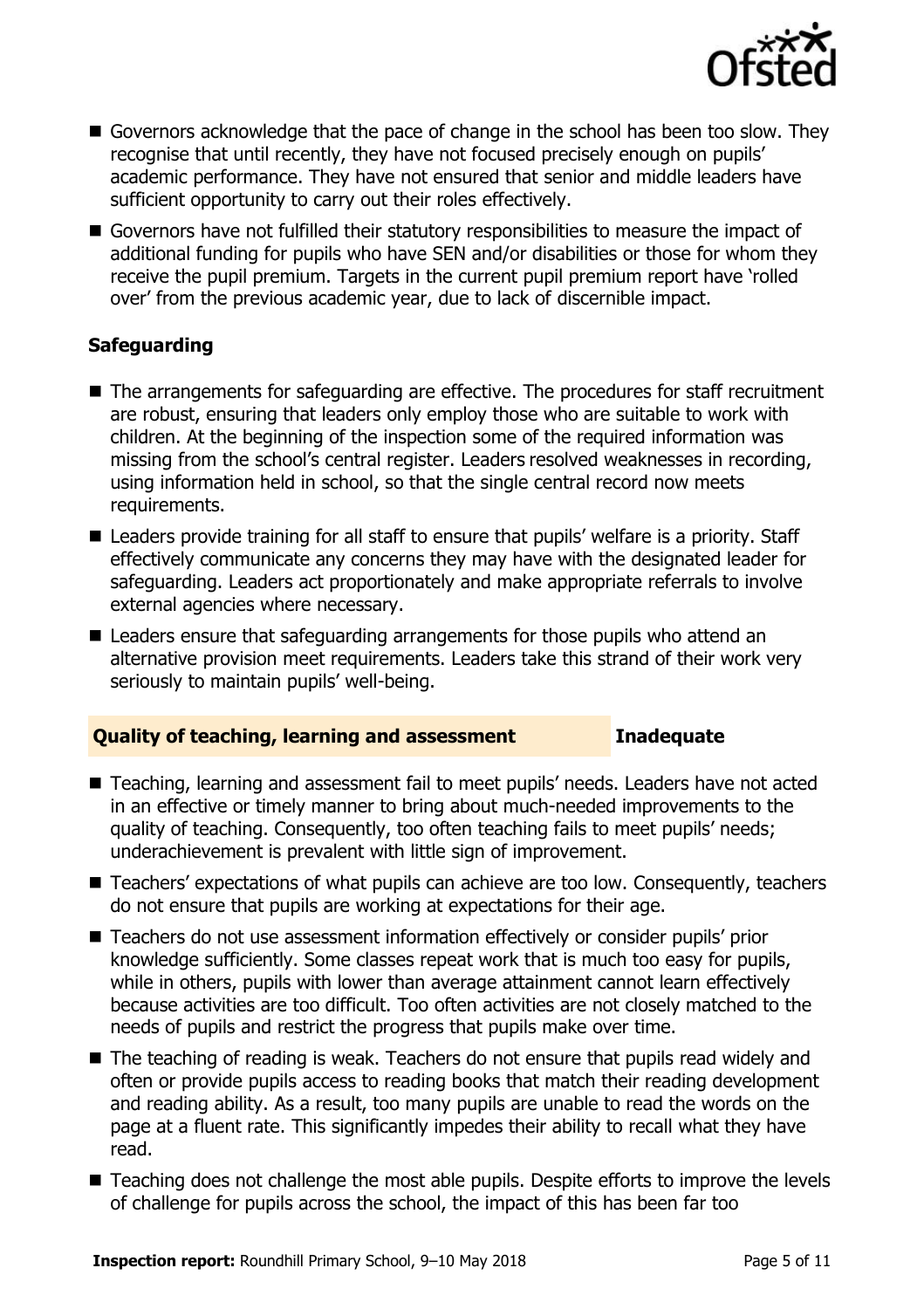- Governors acknowledge that the pace of change in the school has been too slow. They recognise that until recently, they have not focused precisely enough on pupils' academic performance. They have not ensured that senior and middle leaders have sufficient opportunity to carry out their roles effectively.
- Governors have not fulfilled their statutory responsibilities to measure the impact of additional funding for pupils who have SEN and/or disabilities or those for whom they receive the pupil premium. Targets in the current pupil premium report have 'rolled over' from the previous academic year, due to lack of discernible impact.

### Safeguarding

- The arrangements for safeguarding are effective. The procedures for staff recruitment are robust, ensuring that leaders only employ those who are suitable to work with children. At the beginning of the inspection some of the required information was missing from the school's central register. Leaders resolved weaknesses in recording, using information held in school, so that the single central record now meets requirements.
- Leaders provide training for all staff to ensure that pupils' welfare is a priority. Staff effectively communicate any concerns they may have with the designated leader for safeguarding. Leaders act proportionately and make appropriate referrals to involve external agencies where necessary.
- Leaders ensure that safeguarding arrangements for those pupils who attend an alternative provision meet requirements. Leaders take this strand of their work very seriously to maintain pupils' well-being.

## Quality of teaching, learning and assessment — Inadequate

- Teaching, learning and assessment fail to meet pupils' needs. Leaders have not acted in an effective or timely manner to bring about much-needed improvements to the quality of teaching. Consequently, too often teaching fails to meet pupils' needs; underachievement is prevalent with little sign of improvement.
- Teachers' expectations of what pupils can achieve are too low. Consequently, teachers do not ensure that pupils are working at expectations for their age.
- Teachers do not use assessment information effectively or consider pupils' prior knowledge sufficiently. Some classes repeat work that is much too easy for pupils, while in others, pupils with lower than average attainment cannot learn effectively because activities are too difficult. Too often activities are not closely matched to the needs of pupils and restrict the progress that pupils make over time.
- The teaching of reading is weak. Teachers do not ensure that pupils read widely and often or provide pupils access to reading books that match their reading development and reading ability. As a result, too many pupils are unable to read the words on the page at a fluent rate. This significantly impedes their ability to recall what they have read.
- Teaching does not challenge the most able pupils. Despite efforts to improve the levels of challenge for pupils across the school, the impact of this has been far too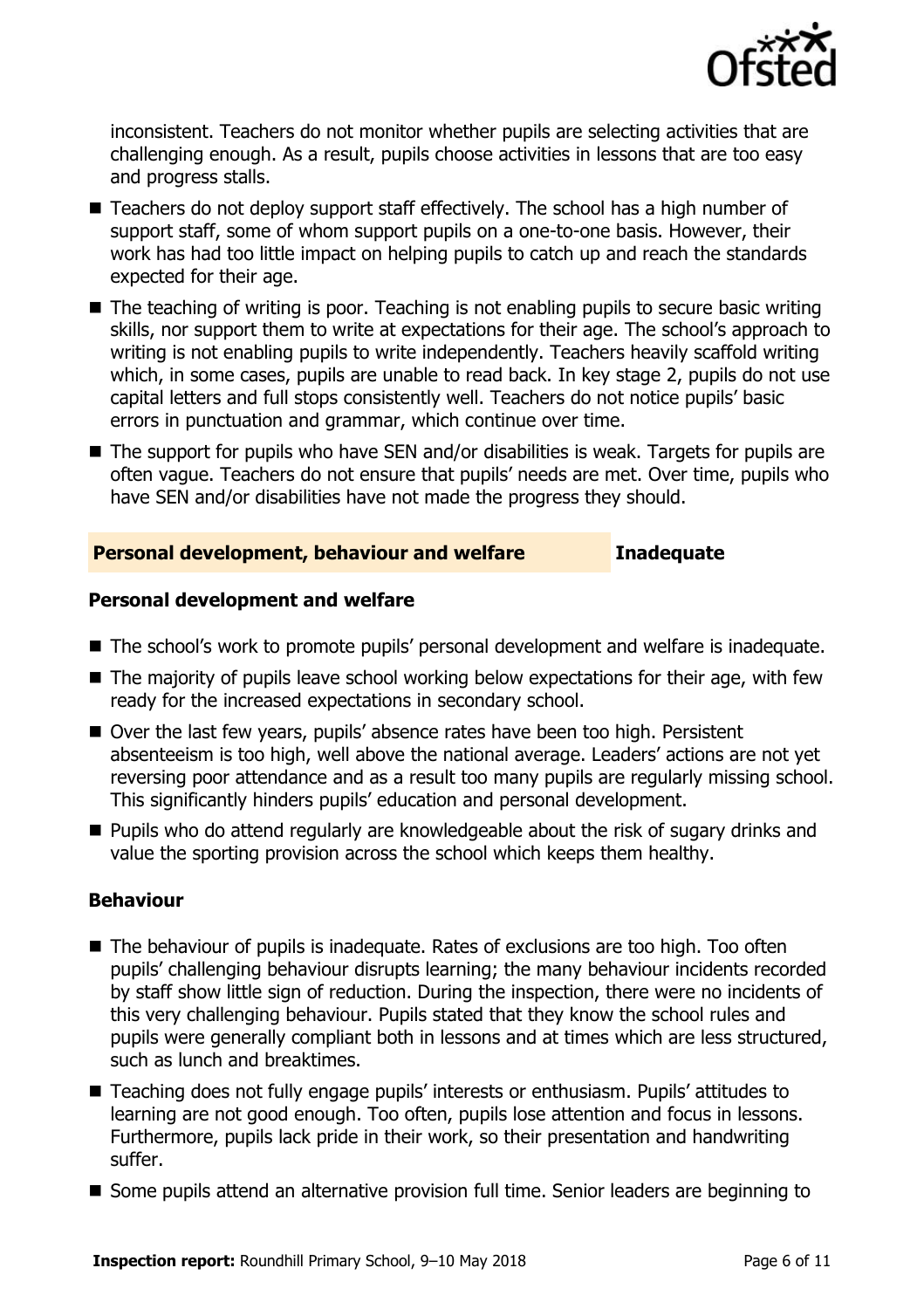inconsistent. Teachers do not monitor whether pupils are selecting activities that are challenging enough. As a result, pupils choose activities in lessons that are too easy and progress stalls.

- Teachers do not deploy support staff effectively. The school has a high number of support staff, some of whom support pupils on a one-to-one basis. However, their work has had too little impact on helping pupils to catch up and reach the standards expected for their age.
- The teaching of writing is poor. Teaching is not enabling pupils to secure basic writing skills, nor support them to write at expectations for their age. The school's approach to writing is not enabling pupils to write independently. Teachers heavily scaffold writing which, in some cases, pupils are unable to read back. In key stage 2, pupils do not use capital letters and full stops consistently well. Teachers do not notice pupils' basic errors in punctuation and grammar, which continue over time.
- The support for pupils who have SEN and/or disabilities is weak. Targets for pupils are often vague. Teachers do not ensure that pupils' needs are met. Over time, pupils who have SEN and/or disabilities have not made the progress they should.

## Personal development, behaviour and welfare — Inadequate

### Personal development and welfare

- The school's work to promote pupils' personal development and welfare is inadequate.
- The majority of pupils leave school working below expectations for their age, with few ready for the increased expectations in secondary school.
- Over the last few years, pupils' absence rates have been too high. Persistent absenteeism is too high, well above the national average. Leaders' actions are not yet reversing poor attendance and as a result too many pupils are regularly missing school. This significantly hinders pupils' education and personal development.
- Pupils who do attend regularly are knowledgeable about the risk of sugary drinks and value the sporting provision across the school which keeps them healthy.

### Behaviour

- The behaviour of pupils is inadequate. Rates of exclusions are too high. Too often pupils' challenging behaviour disrupts learning; the many behaviour incidents recorded by staff show little sign of reduction. During the inspection, there were no incidents of this very challenging behaviour. Pupils stated that they know the school rules and pupils were generally compliant both in lessons and at times which are less structured, such as lunch and breaktimes.
- Teaching does not fully engage pupils' interests or enthusiasm. Pupils' attitudes to learning are not good enough. Too often, pupils lose attention and focus in lessons. Furthermore, pupils lack pride in their work, so their presentation and handwriting suffer.
- Some pupils attend an alternative provision full time. Senior leaders are beginning to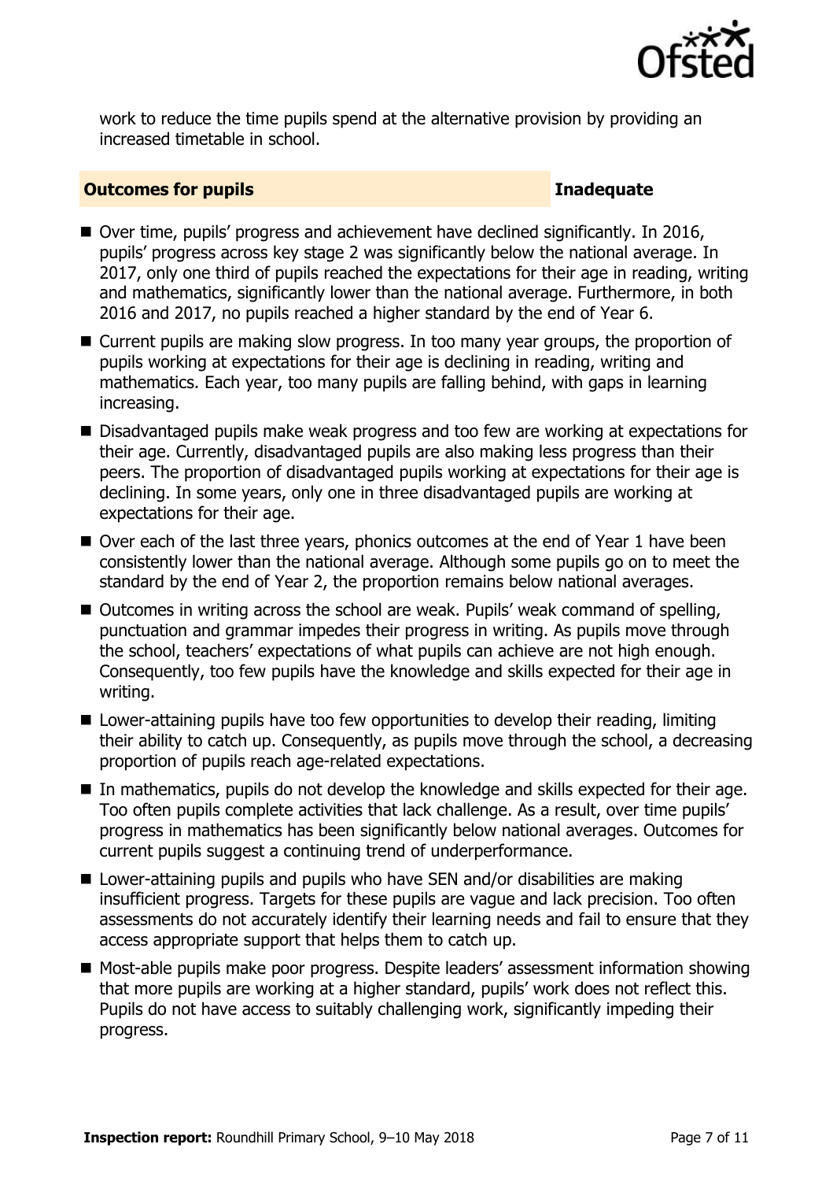work to reduce the time pupils spend at the alternative provision by providing an increased timetable in school.

## Outcomes for pupils — Inadequate

- Over time, pupils' progress and achievement have declined significantly. In 2016, pupils' progress across key stage 2 was significantly below the national average. In 2017, only one third of pupils reached the expectations for their age in reading, writing and mathematics, significantly lower than the national average. Furthermore, in both 2016 and 2017, no pupils reached a higher standard by the end of Year 6.
- Current pupils are making slow progress. In too many year groups, the proportion of pupils working at expectations for their age is declining in reading, writing and mathematics. Each year, too many pupils are falling behind, with gaps in learning increasing.
- Disadvantaged pupils make weak progress and too few are working at expectations for their age. Currently, disadvantaged pupils are also making less progress than their peers. The proportion of disadvantaged pupils working at expectations for their age is declining. In some years, only one in three disadvantaged pupils are working at expectations for their age.
- Over each of the last three years, phonics outcomes at the end of Year 1 have been consistently lower than the national average. Although some pupils go on to meet the standard by the end of Year 2, the proportion remains below national averages.
- Outcomes in writing across the school are weak. Pupils' weak command of spelling, punctuation and grammar impedes their progress in writing. As pupils move through the school, teachers' expectations of what pupils can achieve are not high enough. Consequently, too few pupils have the knowledge and skills expected for their age in writing.
- Lower-attaining pupils have too few opportunities to develop their reading, limiting their ability to catch up. Consequently, as pupils move through the school, a decreasing proportion of pupils reach age-related expectations.
- In mathematics, pupils do not develop the knowledge and skills expected for their age. Too often pupils complete activities that lack challenge. As a result, over time pupils' progress in mathematics has been significantly below national averages. Outcomes for current pupils suggest a continuing trend of underperformance.
- Lower-attaining pupils and pupils who have SEN and/or disabilities are making insufficient progress. Targets for these pupils are vague and lack precision. Too often assessments do not accurately identify their learning needs and fail to ensure that they access appropriate support that helps them to catch up.
- Most-able pupils make poor progress. Despite leaders' assessment information showing that more pupils are working at a higher standard, pupils' work does not reflect this. Pupils do not have access to suitably challenging work, significantly impeding their progress.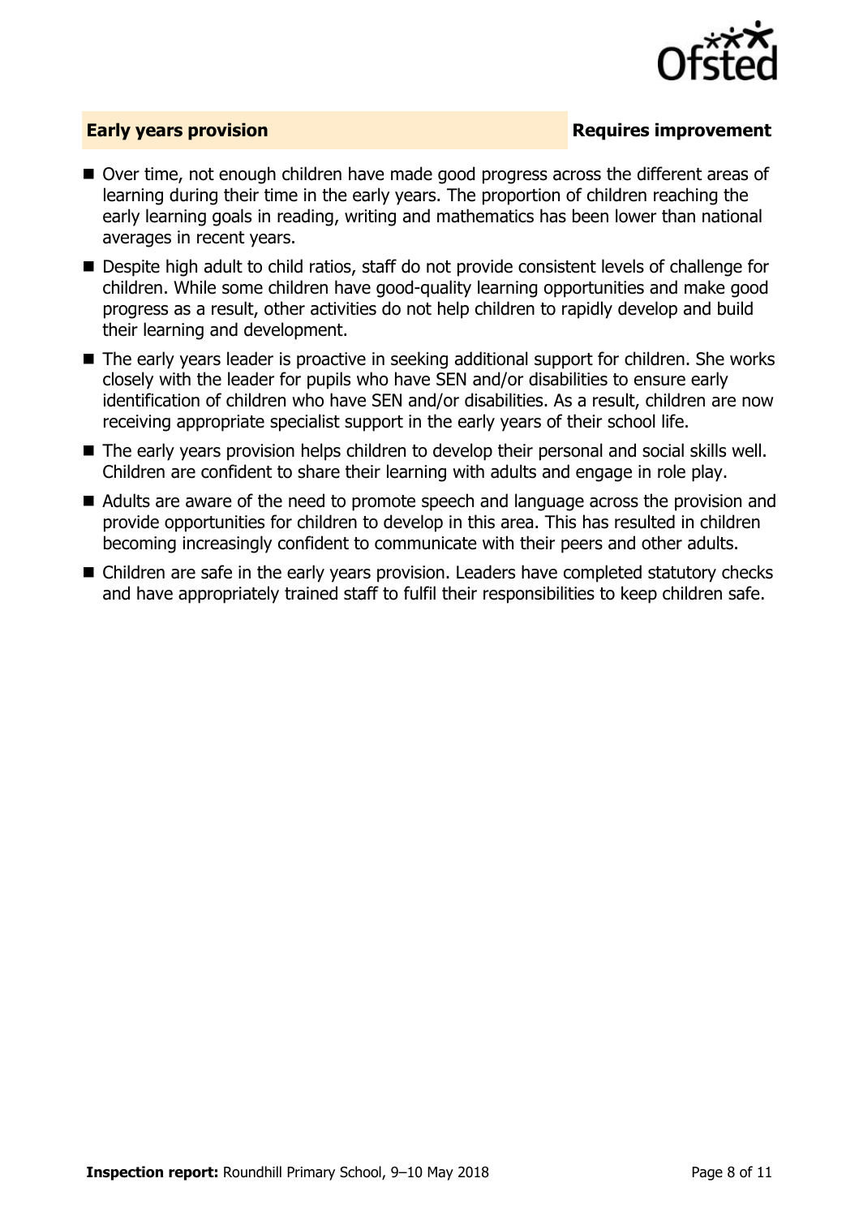## Early years provision — Requires improvement

- Over time, not enough children have made good progress across the different areas of learning during their time in the early years. The proportion of children reaching the early learning goals in reading, writing and mathematics has been lower than national averages in recent years.
- Despite high adult to child ratios, staff do not provide consistent levels of challenge for children. While some children have good-quality learning opportunities and make good progress as a result, other activities do not help children to rapidly develop and build their learning and development.
- The early years leader is proactive in seeking additional support for children. She works closely with the leader for pupils who have SEN and/or disabilities to ensure early identification of children who have SEN and/or disabilities. As a result, children are now receiving appropriate specialist support in the early years of their school life.
- The early years provision helps children to develop their personal and social skills well. Children are confident to share their learning with adults and engage in role play.
- Adults are aware of the need to promote speech and language across the provision and provide opportunities for children to develop in this area. This has resulted in children becoming increasingly confident to communicate with their peers and other adults.
- Children are safe in the early years provision. Leaders have completed statutory checks and have appropriately trained staff to fulfil their responsibilities to keep children safe.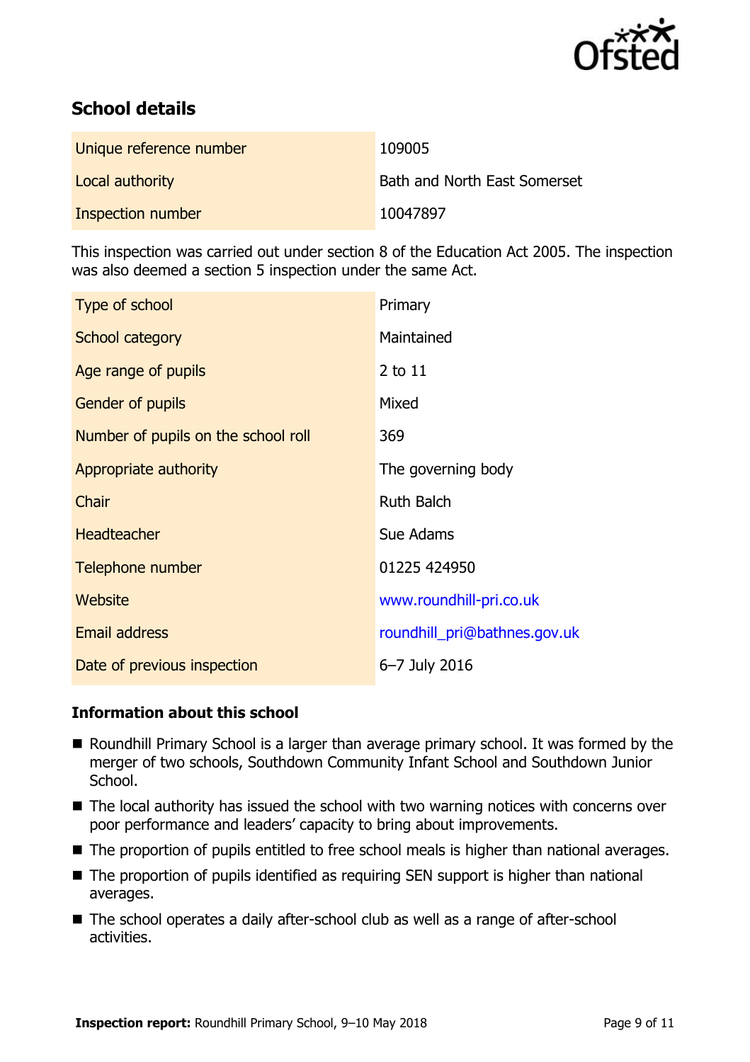## School details

| Unique reference number | 109005 |
| --- | --- |
| Local authority | Bath and North East Somerset |
| Inspection number | 10047897 |

This inspection was carried out under section 8 of the Education Act 2005. The inspection was also deemed a section 5 inspection under the same Act.

| Type of school | Primary |
| --- | --- |
| School category | Maintained |
| Age range of pupils | 2 to 11 |
| Gender of pupils | Mixed |
| Number of pupils on the school roll | 369 |
| Appropriate authority | The governing body |
| Chair | Ruth Balch |
| Headteacher | Sue Adams |
| Telephone number | 01225 424950 |
| Website | www.roundhill-pri.co.uk |
| Email address | roundhill_pri@bathnes.gov.uk |
| Date of previous inspection | 6–7 July 2016 |

### Information about this school

- Roundhill Primary School is a larger than average primary school. It was formed by the merger of two schools, Southdown Community Infant School and Southdown Junior School.
- The local authority has issued the school with two warning notices with concerns over poor performance and leaders' capacity to bring about improvements.
- The proportion of pupils entitled to free school meals is higher than national averages.
- The proportion of pupils identified as requiring SEN support is higher than national averages.
- The school operates a daily after-school club as well as a range of after-school activities.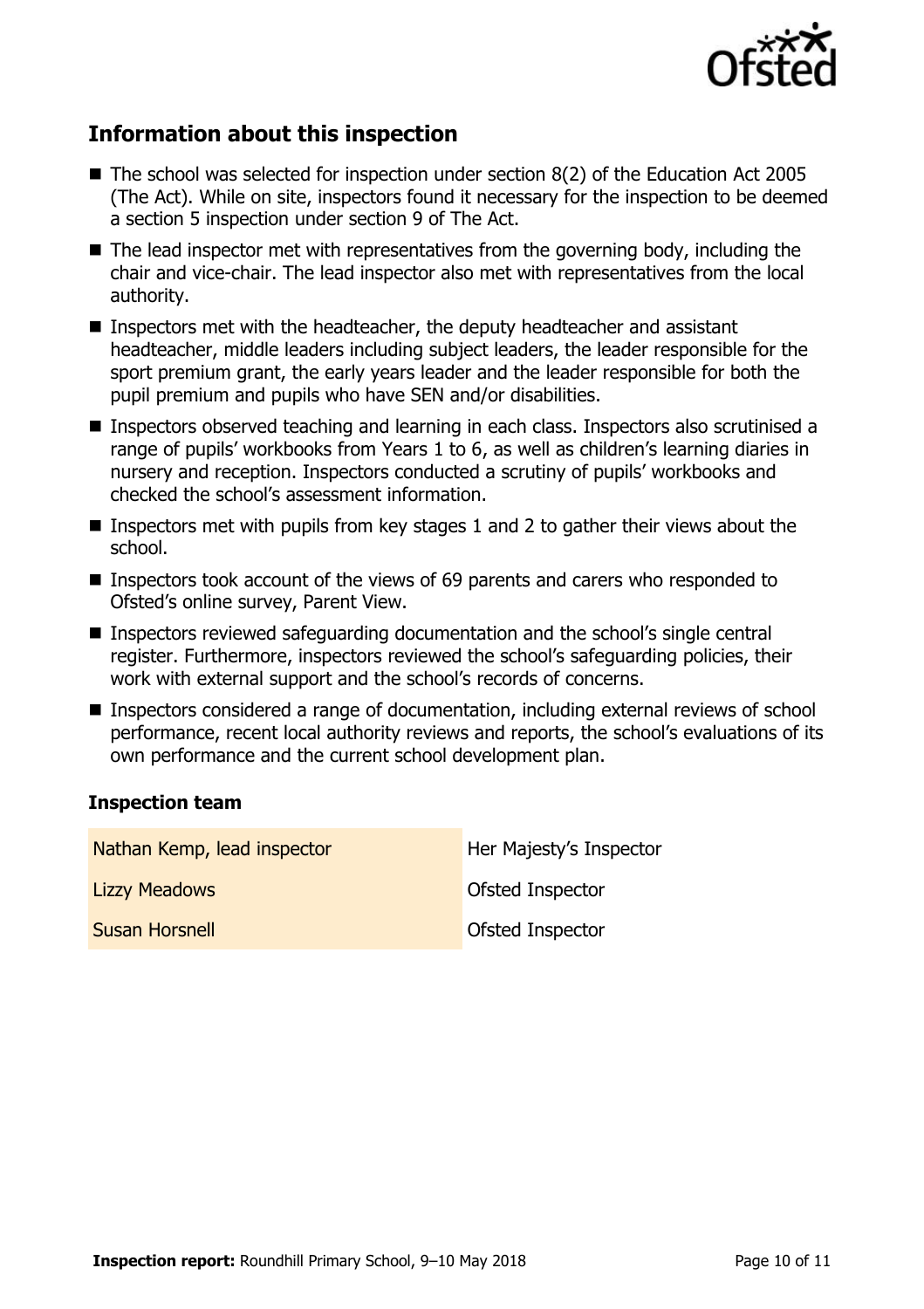## Information about this inspection

- The school was selected for inspection under section 8(2) of the Education Act 2005 (The Act). While on site, inspectors found it necessary for the inspection to be deemed a section 5 inspection under section 9 of The Act.
- The lead inspector met with representatives from the governing body, including the chair and vice-chair. The lead inspector also met with representatives from the local authority.
- Inspectors met with the headteacher, the deputy headteacher and assistant headteacher, middle leaders including subject leaders, the leader responsible for the sport premium grant, the early years leader and the leader responsible for both the pupil premium and pupils who have SEN and/or disabilities.
- Inspectors observed teaching and learning in each class. Inspectors also scrutinised a range of pupils' workbooks from Years 1 to 6, as well as children's learning diaries in nursery and reception. Inspectors conducted a scrutiny of pupils' workbooks and checked the school's assessment information.
- Inspectors met with pupils from key stages 1 and 2 to gather their views about the school.
- Inspectors took account of the views of 69 parents and carers who responded to Ofsted's online survey, Parent View.
- Inspectors reviewed safeguarding documentation and the school's single central register. Furthermore, inspectors reviewed the school's safeguarding policies, their work with external support and the school's records of concerns.
- Inspectors considered a range of documentation, including external reviews of school performance, recent local authority reviews and reports, the school's evaluations of its own performance and the current school development plan.

### Inspection team

| | |
|---|---|
| Nathan Kemp, lead inspector | Her Majesty's Inspector |
| Lizzy Meadows | Ofsted Inspector |
| Susan Horsnell | Ofsted Inspector |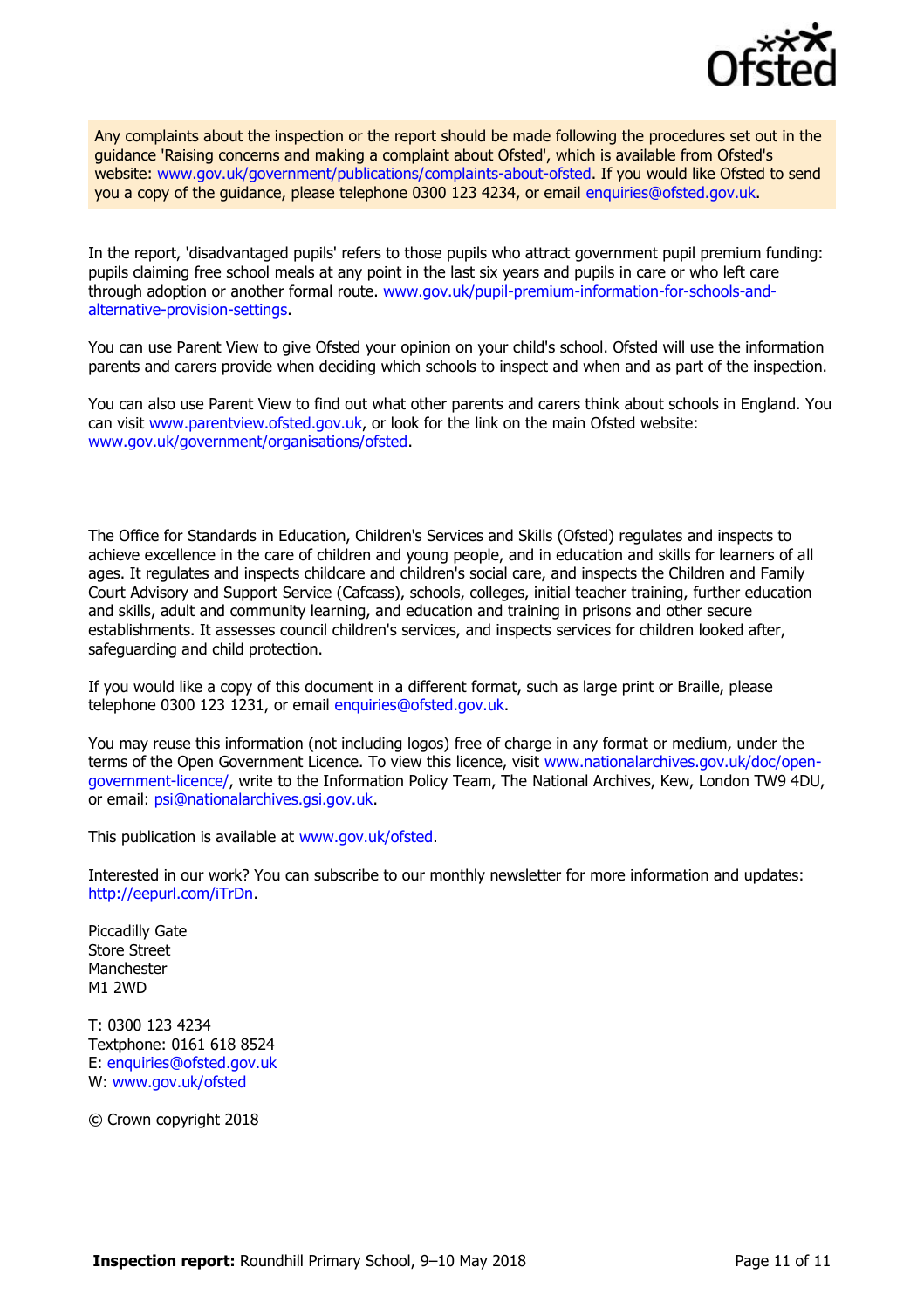Any complaints about the inspection or the report should be made following the procedures set out in the guidance 'Raising concerns and making a complaint about Ofsted', which is available from Ofsted's website: www.gov.uk/government/publications/complaints-about-ofsted. If you would like Ofsted to send you a copy of the guidance, please telephone 0300 123 4234, or email enquiries@ofsted.gov.uk.

In the report, 'disadvantaged pupils' refers to those pupils who attract government pupil premium funding: pupils claiming free school meals at any point in the last six years and pupils in care or who left care through adoption or another formal route. www.gov.uk/pupil-premium-information-for-schools-and-alternative-provision-settings.

You can use Parent View to give Ofsted your opinion on your child's school. Ofsted will use the information parents and carers provide when deciding which schools to inspect and when and as part of the inspection.

You can also use Parent View to find out what other parents and carers think about schools in England. You can visit www.parentview.ofsted.gov.uk, or look for the link on the main Ofsted website: www.gov.uk/government/organisations/ofsted.

The Office for Standards in Education, Children's Services and Skills (Ofsted) regulates and inspects to achieve excellence in the care of children and young people, and in education and skills for learners of all ages. It regulates and inspects childcare and children's social care, and inspects the Children and Family Court Advisory and Support Service (Cafcass), schools, colleges, initial teacher training, further education and skills, adult and community learning, and education and training in prisons and other secure establishments. It assesses council children's services, and inspects services for children looked after, safeguarding and child protection.

If you would like a copy of this document in a different format, such as large print or Braille, please telephone 0300 123 1231, or email enquiries@ofsted.gov.uk.

You may reuse this information (not including logos) free of charge in any format or medium, under the terms of the Open Government Licence. To view this licence, visit www.nationalarchives.gov.uk/doc/open-government-licence/, write to the Information Policy Team, The National Archives, Kew, London TW9 4DU, or email: psi@nationalarchives.gsi.gov.uk.

This publication is available at www.gov.uk/ofsted.

Interested in our work? You can subscribe to our monthly newsletter for more information and updates: http://eepurl.com/iTrDn.

Piccadilly Gate  
Store Street  
Manchester  
M1 2WD

T: 0300 123 4234  
Textphone: 0161 618 8524  
E: enquiries@ofsted.gov.uk  
W: www.gov.uk/ofsted

© Crown copyright 2018